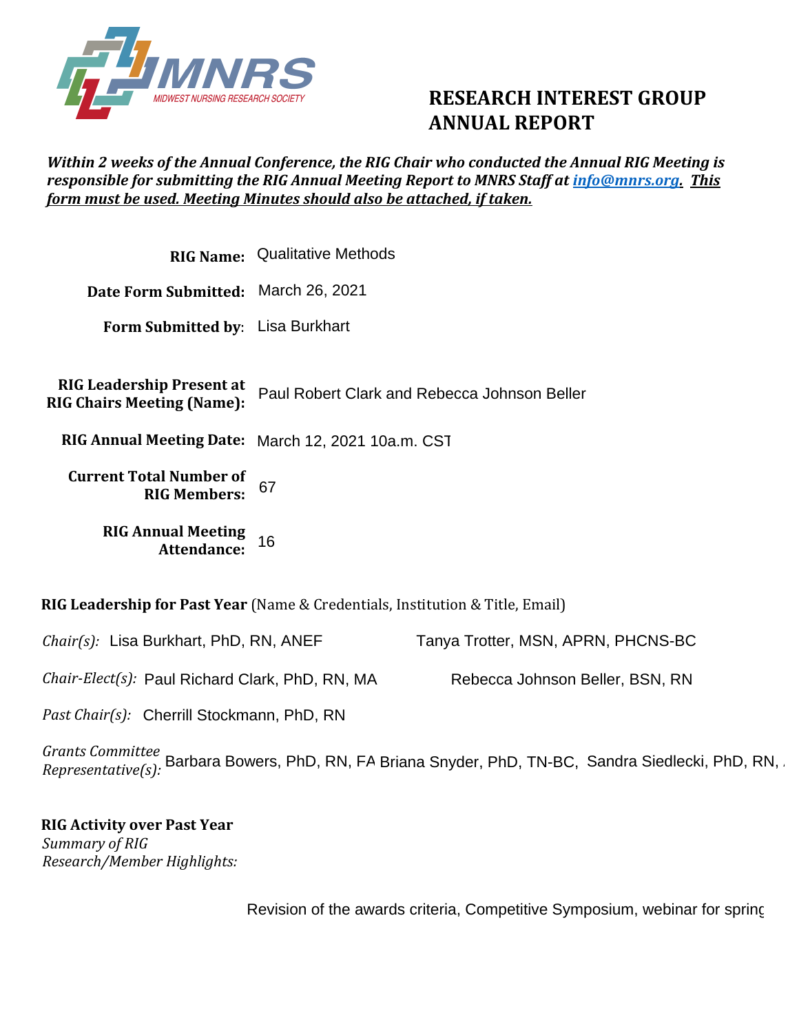MNRS

MIDWEST NURSING RESEARCH SOCIETY

# RESEARCH INTEREST GROUP ANNUAL REPORT

***Within 2 weeks of the Annual Conference, the RIG Chair who conducted the Annual RIG Meeting is responsible for submitting the RIG Annual Meeting Report to MNRS Staff at info@mnrs.org. This form must be used. Meeting Minutes should also be attached, if taken.***

**RIG Name:** Qualitative Methods

**Date Form Submitted:** March 26, 2021

**Form Submitted by:** Lisa Burkhart

**RIG Leadership Present at RIG Chairs Meeting (Name):** Paul Robert Clark and Rebecca Johnson Beller

**RIG Annual Meeting Date:** March 12, 2021 10a.m. CST

**Current Total Number of RIG Members:** 67

**RIG Annual Meeting Attendance:** 16

**RIG Leadership for Past Year** (Name & Credentials, Institution & Title, Email)

*Chair(s):* Lisa Burkhart, PhD, RN, ANEF   Tanya Trotter, MSN, APRN, PHCNS-BC

*Chair-Elect(s):* Paul Richard Clark, PhD, RN, MA   Rebecca Johnson Beller, BSN, RN

*Past Chair(s):* Cherrill Stockmann, PhD, RN

*Grants Committee Representative(s):* Barbara Bowers, PhD, RN, FA   Briana Snyder, PhD, TN-BC,   Sandra Siedlecki, PhD, RN,

**RIG Activity over Past Year**

*Summary of RIG Research/Member Highlights:*

Revision of the awards criteria, Competitive Symposium, webinar for spring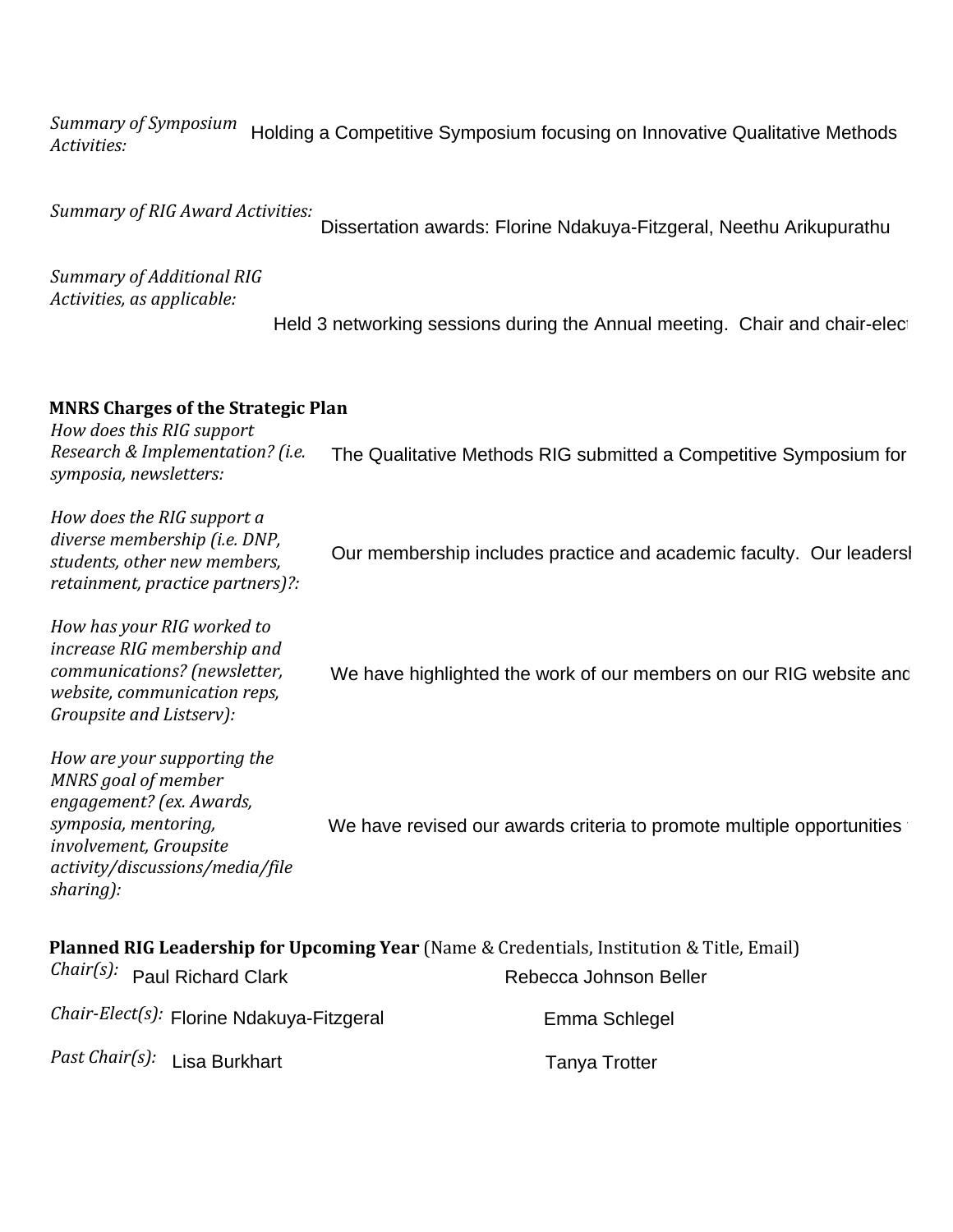*Summary of Symposium Activities:* Holding a Competitive Symposium focusing on Innovative Qualitative Methods

*Summary of RIG Award Activities:* Dissertation awards: Florine Ndakuya-Fitzgeral, Neethu Arikupurathu

*Summary of Additional RIG Activities, as applicable:* Held 3 networking sessions during the Annual meeting. Chair and chair-elect

**MNRS Charges of the Strategic Plan**

*How does this RIG support Research & Implementation? (i.e. symposia, newsletters:* The Qualitative Methods RIG submitted a Competitive Symposium for

*How does the RIG support a diverse membership (i.e. DNP, students, other new members, retainment, practice partners)?:* Our membership includes practice and academic faculty. Our leadersl

*How has your RIG worked to increase RIG membership and communications? (newsletter, website, communication reps, Groupsite and Listserv):* We have highlighted the work of our members on our RIG website and

*How are your supporting the MNRS goal of member engagement? (ex. Awards, symposia, mentoring, involvement, Groupsite activity/discussions/media/file sharing):* We have revised our awards criteria to promote multiple opportunities

**Planned RIG Leadership for Upcoming Year** (Name & Credentials, Institution & Title, Email)

| | | |
|---|---|---|
| *Chair(s):* | Paul Richard Clark | Rebecca Johnson Beller |
| *Chair-Elect(s):* | Florine Ndakuya-Fitzgeral | Emma Schlegel |
| *Past Chair(s):* | Lisa Burkhart | Tanya Trotter |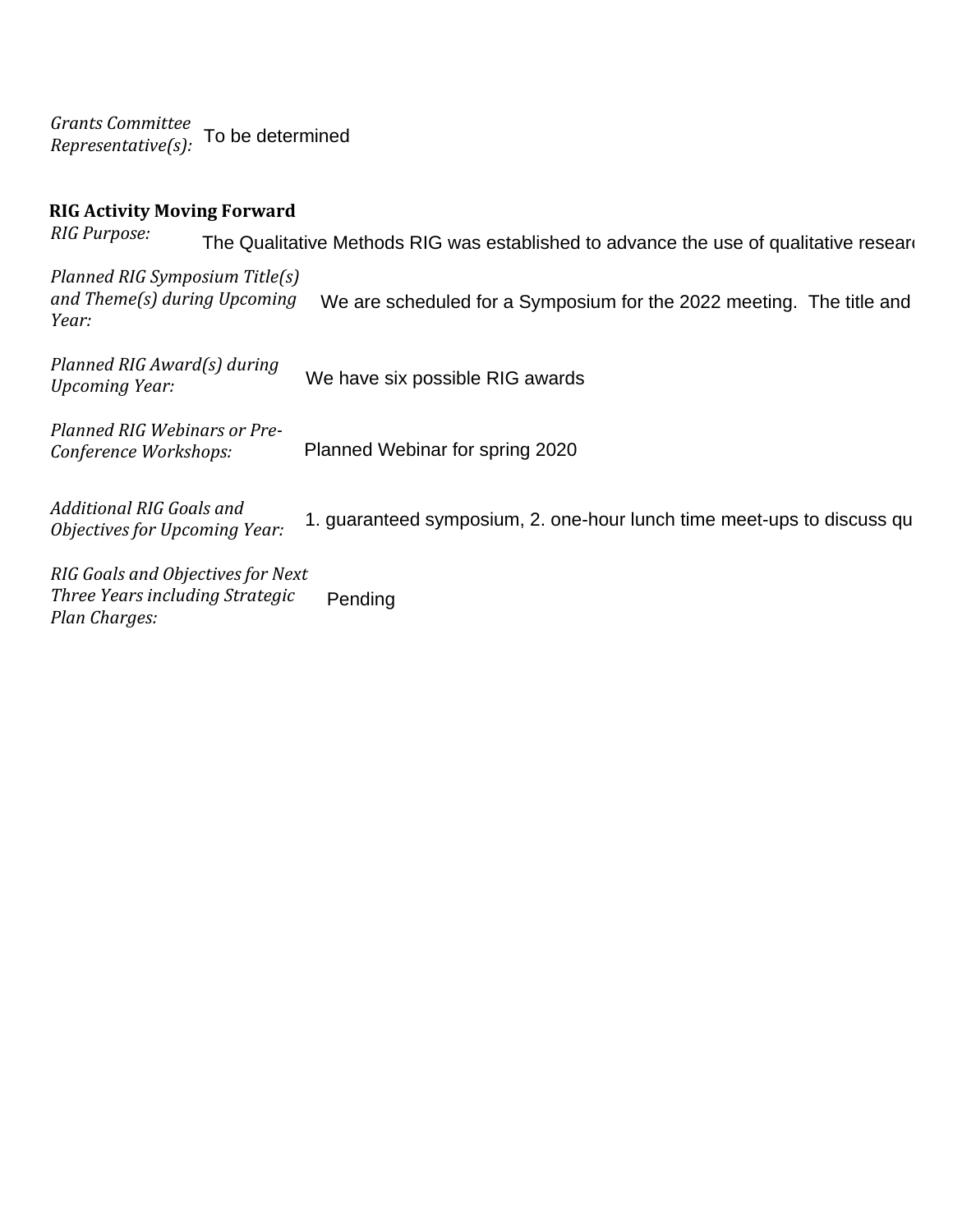*Grants Committee Representative(s):* To be determined

**RIG Activity Moving Forward**

*RIG Purpose:* The Qualitative Methods RIG was established to advance the use of qualitative researc

*Planned RIG Symposium Title(s) and Theme(s) during Upcoming Year:* We are scheduled for a Symposium for the 2022 meeting. The title and

*Planned RIG Award(s) during Upcoming Year:* We have six possible RIG awards

*Planned RIG Webinars or Pre-Conference Workshops:* Planned Webinar for spring 2020

*Additional RIG Goals and Objectives for Upcoming Year:* 1. guaranteed symposium, 2. one-hour lunch time meet-ups to discuss qu

*RIG Goals and Objectives for Next Three Years including Strategic Plan Charges:* Pending